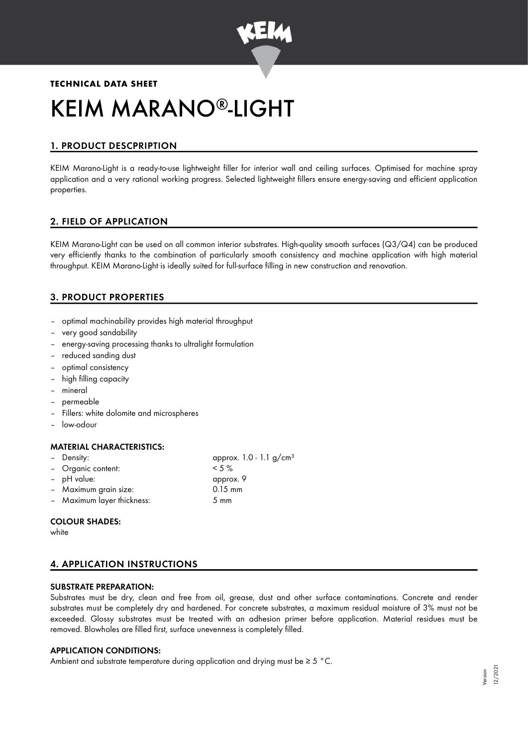**TECHNICAL DATA SHEET**

# KEIM MARANO®-LIGHT

## 1. PRODUCT DESCPRIPTION

KEIM Marano-Light is a ready-to-use lightweight filler for interior wall and ceiling surfaces. Optimised for machine spray application and a very rational working progress. Selected lightweight fillers ensure energy-saving and efficient application properties.

## 2. FIELD OF APPLICATION

KEIM Marano-Light can be used on all common interior substrates. High-quality smooth surfaces (Q3/Q4) can be produced very efficiently thanks to the combination of particularly smooth consistency and machine application with high material throughput. KEIM Marano-Light is ideally suited for full-surface filling in new construction and renovation.

## 3. PRODUCT PROPERTIES

- optimal machinability provides high material throughput
- very good sandability
- energy-saving processing thanks to ultralight formulation
- reduced sanding dust
- optimal consistency
- high filling capacity
- mineral
- permeable
- Fillers: white dolomite and microspheres
- low-odour

### MATERIAL CHARACTERISTICS:

- Density: approx. 1.0 - 1.1 g/cm³
- Organic content: < 5 %
- pH value: approx. 9
- Maximum grain size: 0.15 mm
- Maximum layer thickness: 5 mm

### COLOUR SHADES:

white

## 4. APPLICATION INSTRUCTIONS

### SUBSTRATE PREPARATION:

Substrates must be dry, clean and free from oil, grease, dust and other surface contaminations. Concrete and render substrates must be completely dry and hardened. For concrete substrates, a maximum residual moisture of 3% must not be exceeded. Glossy substrates must be treated with an adhesion primer before application. Material residues must be removed. Blowholes are filled first, surface unevenness is completely filled.

### APPLICATION CONDITIONS:

Ambient and substrate temperature during application and drying must be ≥ 5 °C.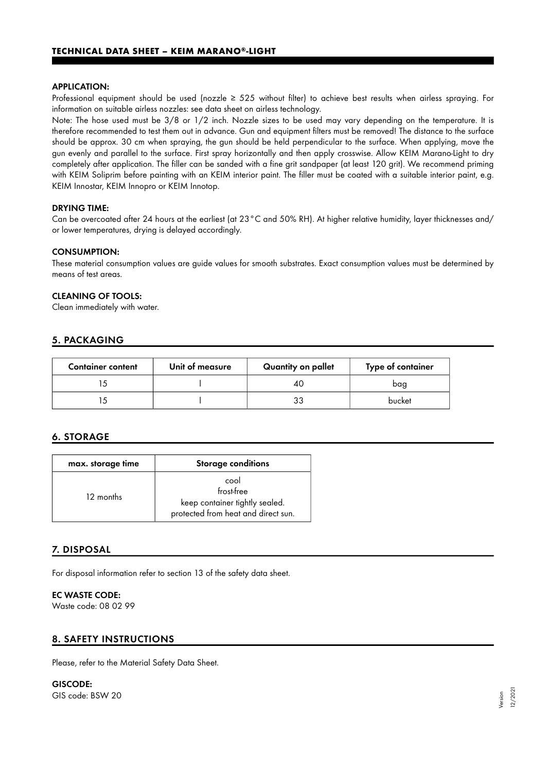#### APPLICATION:

Professional equipment should be used (nozzle ≥ 525 without filter) to achieve best results when airless spraying. For information on suitable airless nozzles: see data sheet on airless technology.

Note: The hose used must be 3/8 or 1/2 inch. Nozzle sizes to be used may vary depending on the temperature. It is therefore recommended to test them out in advance. Gun and equipment filters must be removed! The distance to the surface should be approx. 30 cm when spraying, the gun should be held perpendicular to the surface. When applying, move the gun evenly and parallel to the surface. First spray horizontally and then apply crosswise. Allow KEIM Marano-Light to dry completely after application. The filler can be sanded with a fine grit sandpaper (at least 120 grit). We recommend priming with KEIM Soliprim before painting with an KEIM interior paint. The filler must be coated with a suitable interior paint, e.g. KEIM Innostar, KEIM Innopro or KEIM Innotop.

#### DRYING TIME:

Can be overcoated after 24 hours at the earliest (at 23 °C and 50% RH). At higher relative humidity, layer thicknesses and/ or lower temperatures, drying is delayed accordingly.

#### CONSUMPTION:

These material consumption values are guide values for smooth substrates. Exact consumption values must be determined by means of test areas.

#### CLEANING OF TOOLS:

Clean immediately with water.

## 5. PACKAGING

| Container content | Unit of measure | Quantity on pallet | Type of container |
|---|---|---|---|
| 15 | l | 40 | bag |
| 15 | l | 33 | bucket |

## 6. STORAGE

| max. storage time | Storage conditions |
|---|---|
| 12 months | cool<br>frost-free<br>keep container tightly sealed.<br>protected from heat and direct sun. |

## 7. DISPOSAL

For disposal information refer to section 13 of the safety data sheet.

#### EC WASTE CODE:

Waste code: 08 02 99

## 8. SAFETY INSTRUCTIONS

Please, refer to the Material Safety Data Sheet.

#### GISCODE:

GIS code: BSW 20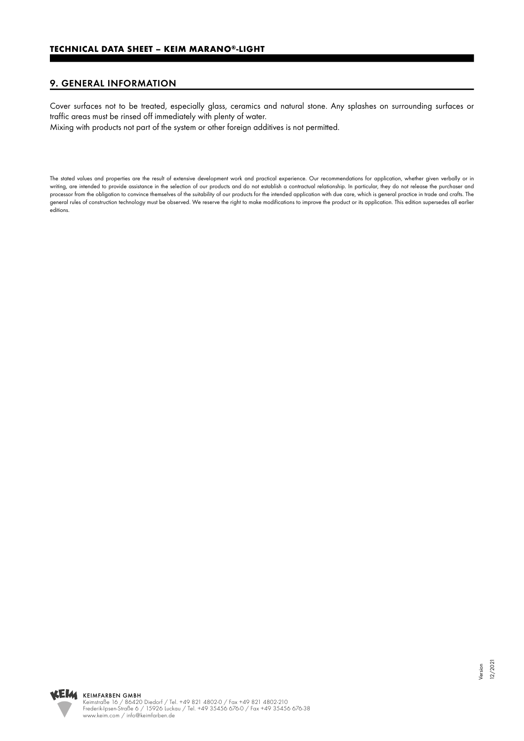## 9. GENERAL INFORMATION

Cover surfaces not to be treated, especially glass, ceramics and natural stone. Any splashes on surrounding surfaces or traffic areas must be rinsed off immediately with plenty of water.
Mixing with products not part of the system or other foreign additives is not permitted.

The stated values and properties are the result of extensive development work and practical experience. Our recommendations for application, whether given verbally or in writing, are intended to provide assistance in the selection of our products and do not establish a contractual relationship. In particular, they do not release the purchaser and processor from the obligation to convince themselves of the suitability of our products for the intended application with due care, which is general practice in trade and crafts. The general rules of construction technology must be observed. We reserve the right to make modifications to improve the product or its application. This edition supersedes all earlier editions.

KEIMFARBEN GMBH
Keimstraße 16 / 86420 Diedorf / Tel. +49 821 4802-0 / Fax +49 821 4802-210
Frederik-Ipsen-Straße 6 / 15926 Luckau / Tel. +49 35456 676-0 / Fax +49 35456 676-38
www.keim.com / info@keimfarben.de

Version 12/2021